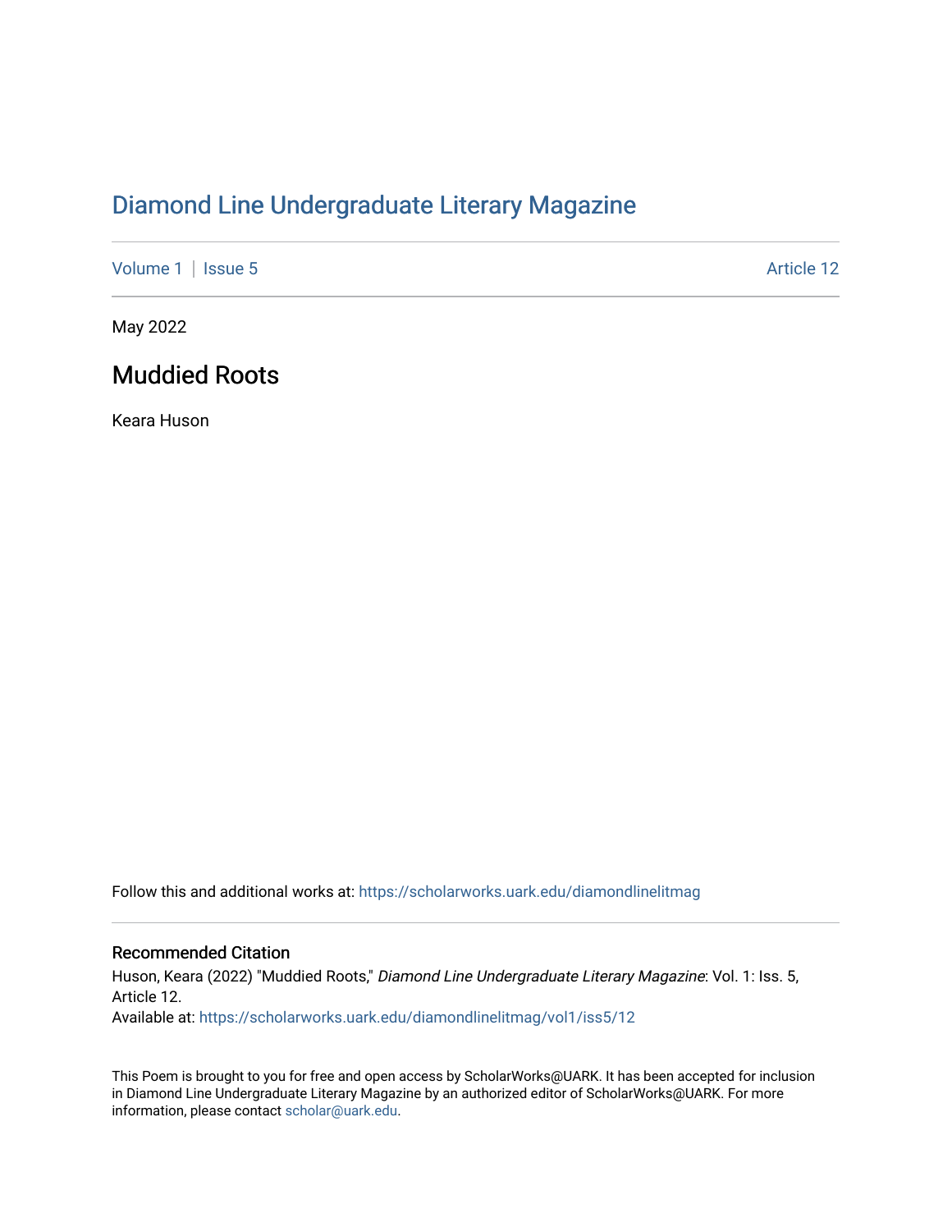# Diamond Line Undergraduate Literary Magazine

Volume 1 | Issue 5 Article 12

May 2022

## Muddied Roots

Keara Huson

Follow this and additional works at: https://scholarworks.uark.edu/diamondlinelitmag

### Recommended Citation

Huson, Keara (2022) "Muddied Roots," *Diamond Line Undergraduate Literary Magazine*: Vol. 1: Iss. 5, Article 12.
Available at: https://scholarworks.uark.edu/diamondlinelitmag/vol1/iss5/12

This Poem is brought to you for free and open access by ScholarWorks@UARK. It has been accepted for inclusion in Diamond Line Undergraduate Literary Magazine by an authorized editor of ScholarWorks@UARK. For more information, please contact scholar@uark.edu.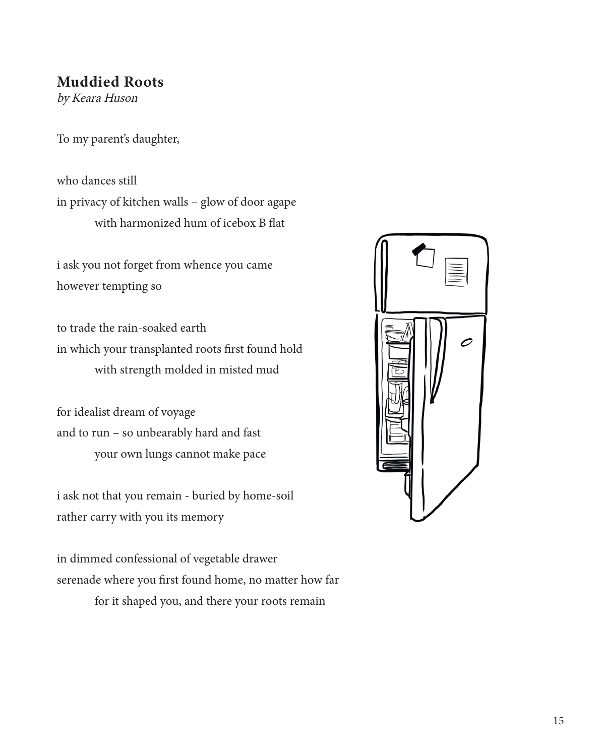## Muddied Roots

*by Keara Huson*

To my parent's daughter,

who dances still
in privacy of kitchen walls – glow of door agape
    with harmonized hum of icebox B flat

i ask you not forget from whence you came
however tempting so

to trade the rain-soaked earth
in which your transplanted roots first found hold
    with strength molded in misted mud

for idealist dream of voyage
and to run – so unbearably hard and fast
    your own lungs cannot make pace

i ask not that you remain - buried by home-soil
rather carry with you its memory

in dimmed confessional of vegetable drawer
serenade where you first found home, no matter how far
    for it shaped you, and there your roots remain